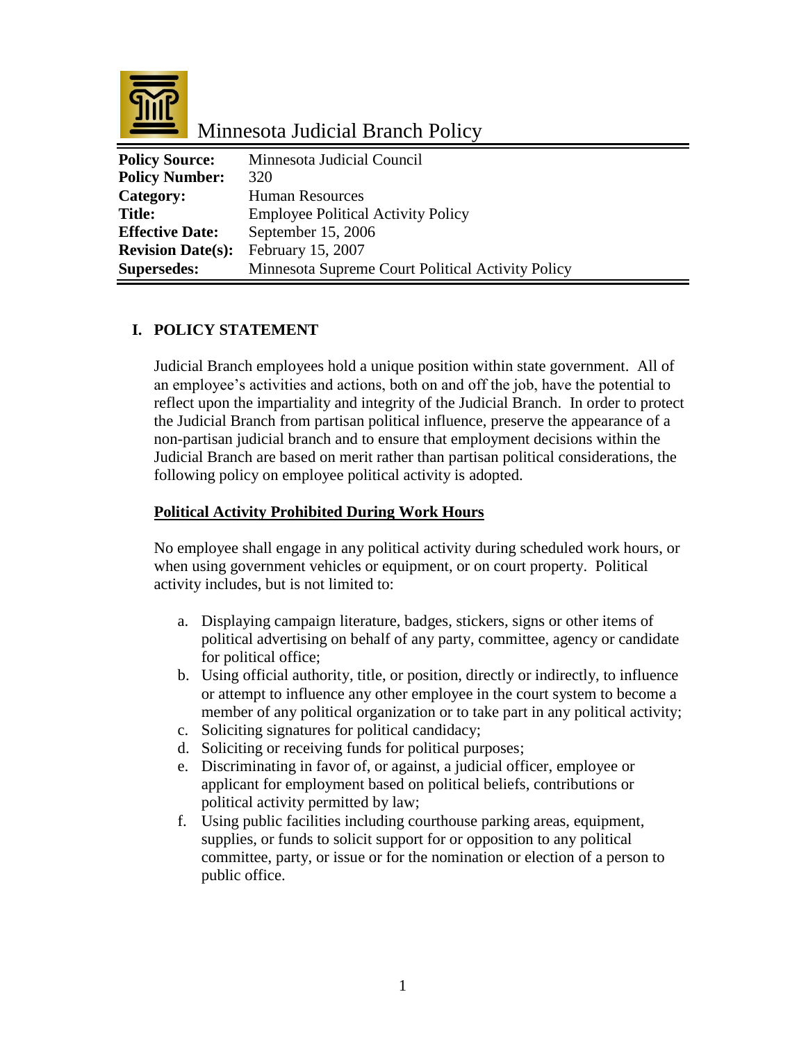# Minnesota Judicial Branch Policy

| | |
|---|---|
| **Policy Source:** | Minnesota Judicial Council |
| **Policy Number:** | 320 |
| **Category:** | Human Resources |
| **Title:** | Employee Political Activity Policy |
| **Effective Date:** | September 15, 2006 |
| **Revision Date(s):** | February 15, 2007 |
| **Supersedes:** | Minnesota Supreme Court Political Activity Policy |

## I. POLICY STATEMENT

Judicial Branch employees hold a unique position within state government. All of an employee's activities and actions, both on and off the job, have the potential to reflect upon the impartiality and integrity of the Judicial Branch. In order to protect the Judicial Branch from partisan political influence, preserve the appearance of a non-partisan judicial branch and to ensure that employment decisions within the Judicial Branch are based on merit rather than partisan political considerations, the following policy on employee political activity is adopted.

### Political Activity Prohibited During Work Hours

No employee shall engage in any political activity during scheduled work hours, or when using government vehicles or equipment, or on court property. Political activity includes, but is not limited to:

a. Displaying campaign literature, badges, stickers, signs or other items of political advertising on behalf of any party, committee, agency or candidate for political office;
b. Using official authority, title, or position, directly or indirectly, to influence or attempt to influence any other employee in the court system to become a member of any political organization or to take part in any political activity;
c. Soliciting signatures for political candidacy;
d. Soliciting or receiving funds for political purposes;
e. Discriminating in favor of, or against, a judicial officer, employee or applicant for employment based on political beliefs, contributions or political activity permitted by law;
f. Using public facilities including courthouse parking areas, equipment, supplies, or funds to solicit support for or opposition to any political committee, party, or issue or for the nomination or election of a person to public office.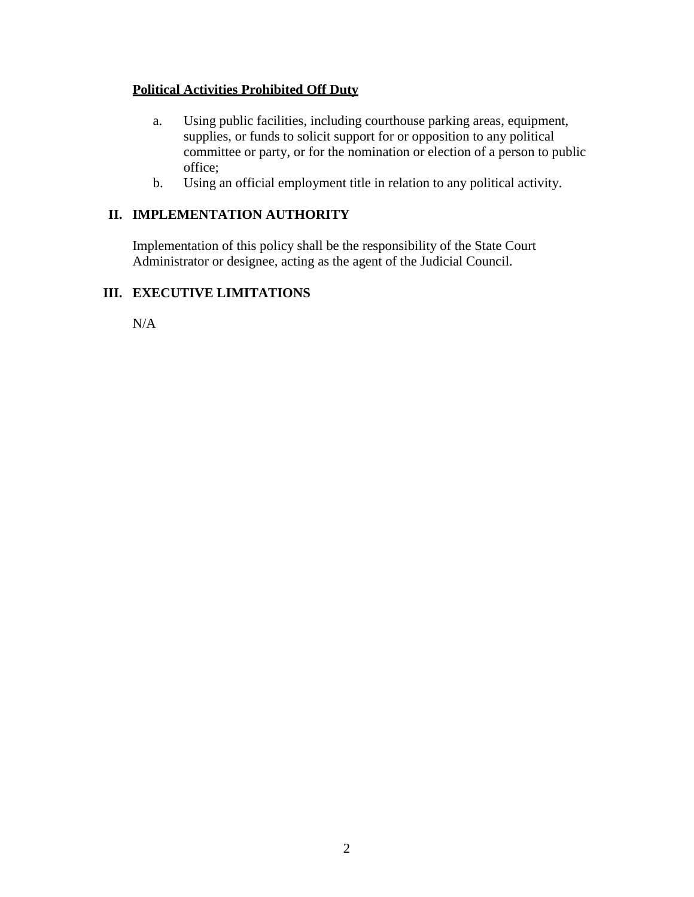**Political Activities Prohibited Off Duty**

a. Using public facilities, including courthouse parking areas, equipment, supplies, or funds to solicit support for or opposition to any political committee or party, or for the nomination or election of a person to public office;

b. Using an official employment title in relation to any political activity.

## II. IMPLEMENTATION AUTHORITY

Implementation of this policy shall be the responsibility of the State Court Administrator or designee, acting as the agent of the Judicial Council.

## III. EXECUTIVE LIMITATIONS

N/A